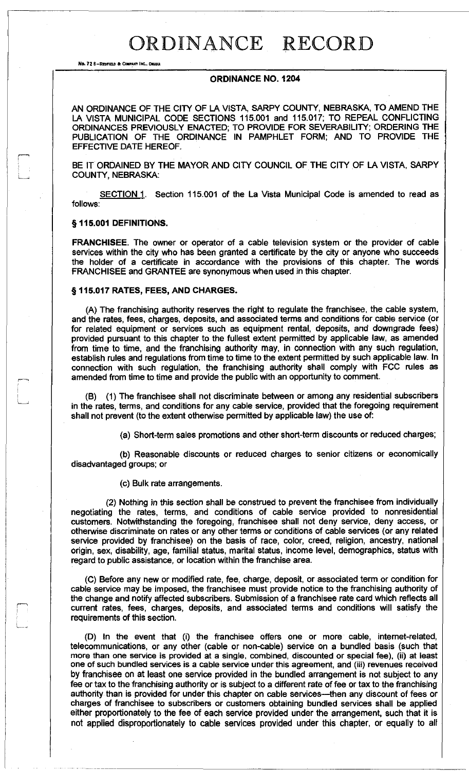# ORDINANCE RECORD

No. 72 8—REDFIELD & COMPANY INC., OMAHA

## ORDINANCE NO. 1204

AN ORDINANCE OF THE CITY OF LA VISTA, SARPY COUNTY, NEBRASKA, TO AMEND THE LA VISTA MUNICIPAL CODE SECTIONS 115.001 and 115.017; TO REPEAL CONFLICTING ORDINANCES PREVIOUSLY ENACTED; TO PROVIDE FOR SEVERABILITY; ORDERING THE PUBLICATION OF THE ORDINANCE IN PAMPHLET FORM; AND TO PROVIDE THE EFFECTIVE DATE HEREOF.

BE IT ORDAINED BY THE MAYOR AND CITY COUNCIL OF THE CITY OF LA VISTA, SARPY COUNTY, NEBRASKA:

SECTION 1. Section 115.001 of the La Vista Municipal Code is amended to read as follows:

**§ 115.001 DEFINITIONS.**

**FRANCHISEE.** The owner or operator of a cable television system or the provider of cable services within the city who has been granted a certificate by the city or anyone who succeeds the holder of a certificate in accordance with the provisions of this chapter. The words FRANCHISEE and GRANTEE are synonymous when used in this chapter.

**§ 115.017 RATES, FEES, AND CHARGES.**

(A) The franchising authority reserves the right to regulate the franchisee, the cable system, and the rates, fees, charges, deposits, and associated terms and conditions for cable service (or for related equipment or services such as equipment rental, deposits, and downgrade fees) provided pursuant to this chapter to the fullest extent permitted by applicable law, as amended from time to time, and the franchising authority may, in connection with any such regulation, establish rules and regulations from time to time to the extent permitted by such applicable law. In connection with such regulation, the franchising authority shall comply with FCC rules as amended from time to time and provide the public with an opportunity to comment.

(B) (1) The franchisee shall not discriminate between or among any residential subscribers in the rates, terms, and conditions for any cable service, provided that the foregoing requirement shall not prevent (to the extent otherwise permitted by applicable law) the use of:

(a) Short-term sales promotions and other short-term discounts or reduced charges;

(b) Reasonable discounts or reduced charges to senior citizens or economically disadvantaged groups; or

(c) Bulk rate arrangements.

(2) Nothing in this section shall be construed to prevent the franchisee from individually negotiating the rates, terms, and conditions of cable service provided to nonresidential customers. Notwithstanding the foregoing, franchisee shall not deny service, deny access, or otherwise discriminate on rates or any other terms or conditions of cable services (or any related service provided by franchisee) on the basis of race, color, creed, religion, ancestry, national origin, sex, disability, age, familial status, marital status, income level, demographics, status with regard to public assistance, or location within the franchise area.

(C) Before any new or modified rate, fee, charge, deposit, or associated term or condition for cable service may be imposed, the franchisee must provide notice to the franchising authority of the change and notify affected subscribers. Submission of a franchisee rate card which reflects all current rates, fees, charges, deposits, and associated terms and conditions will satisfy the requirements of this section.

(D) In the event that (i) the franchisee offers one or more cable, internet-related, telecommunications, or any other (cable or non-cable) service on a bundled basis (such that more than one service is provided at a single, combined, discounted or special fee), (ii) at least one of such bundled services is a cable service under this agreement, and (iii) revenues received by franchisee on at least one service provided in the bundled arrangement is not subject to any fee or tax to the franchising authority or is subject to a different rate of fee or tax to the franchising authority than is provided for under this chapter on cable services—then any discount of fees or charges of franchisee to subscribers or customers obtaining bundled services shall be applied either proportionately to the fee of each service provided under the arrangement, such that it is not applied disproportionately to cable services provided under this chapter, or equally to all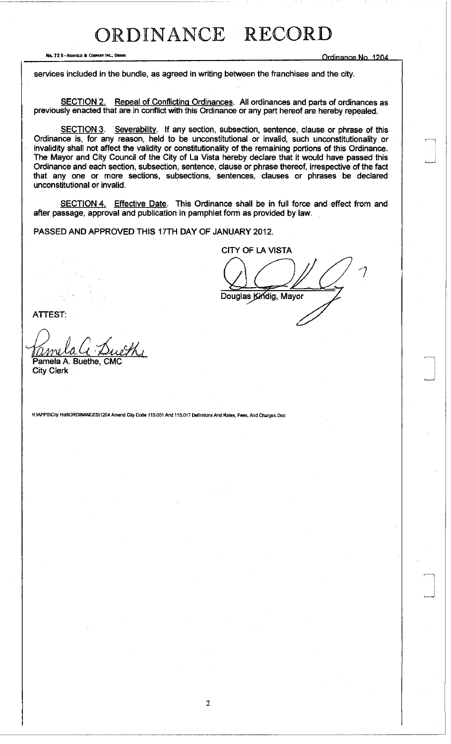services included in the bundle, as agreed in writing between the franchisee and the city.

SECTION 2. Repeal of Conflicting Ordinances. All ordinances and parts of ordinances as previously enacted that are in conflict with this Ordinance or any part hereof are hereby repealed.

SECTION 3. Severability. If any section, subsection, sentence, clause or phrase of this Ordinance is, for any reason, held to be unconstitutional or invalid, such unconstitutionality or invalidity shall not affect the validity or constitutionality of the remaining portions of this Ordinance. The Mayor and City Council of the City of La Vista hereby declare that it would have passed this Ordinance and each section, subsection, sentence, clause or phrase thereof, irrespective of the fact that any one or more sections, subsections, sentences, clauses or phrases be declared unconstitutional or invalid.

SECTION 4. Effective Date. This Ordinance shall be in full force and effect from and after passage, approval and publication in pamphlet form as provided by law.

PASSED AND APPROVED THIS 17TH DAY OF JANUARY 2012.

CITY OF LA VISTA

Douglas Kindig, Mayor

ATTEST:

Pamela A. Buethe, CMC
City Clerk

K:\APPS\City Hall\ORDINANCES\1204 Amend City Code 115.001 And 115.017 Definitions And Rates, Fees, And Charges.Doc